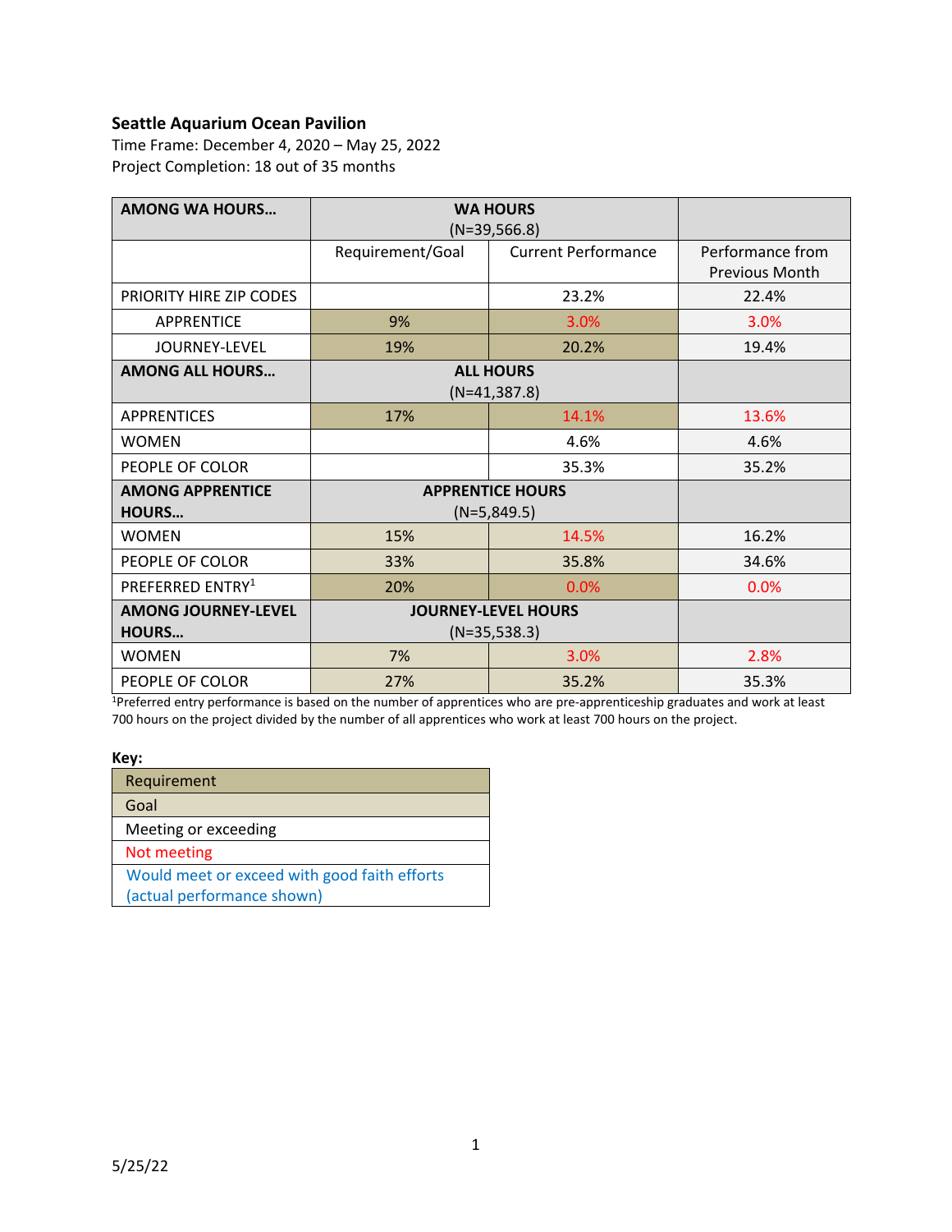**Seattle Aquarium Ocean Pavilion**

Time Frame: December 4, 2020 – May 25, 2022
Project Completion: 18 out of 35 months

| AMONG WA HOURS… | WA HOURS (N=39,566.8) | | |
|---|---|---|---|
| | Requirement/Goal | Current Performance | Performance from Previous Month |
| PRIORITY HIRE ZIP CODES | | 23.2% | 22.4% |
| APPRENTICE | 9% | 3.0% | 3.0% |
| JOURNEY-LEVEL | 19% | 20.2% | 19.4% |
| **AMONG ALL HOURS…** | **ALL HOURS** (N=41,387.8) | | |
| APPRENTICES | 17% | 14.1% | 13.6% |
| WOMEN | | 4.6% | 4.6% |
| PEOPLE OF COLOR | | 35.3% | 35.2% |
| **AMONG APPRENTICE HOURS…** | **APPRENTICE HOURS** (N=5,849.5) | | |
| WOMEN | 15% | 14.5% | 16.2% |
| PEOPLE OF COLOR | 33% | 35.8% | 34.6% |
| PREFERRED ENTRY[1] | 20% | 0.0% | 0.0% |
| **AMONG JOURNEY-LEVEL HOURS…** | **JOURNEY-LEVEL HOURS** (N=35,538.3) | | |
| WOMEN | 7% | 3.0% | 2.8% |
| PEOPLE OF COLOR | 27% | 35.2% | 35.3% |

[1]Preferred entry performance is based on the number of apprentices who are pre-apprenticeship graduates and work at least 700 hours on the project divided by the number of all apprentices who work at least 700 hours on the project.

**Key:**

| Key |
|---|
| Requirement |
| Goal |
| Meeting or exceeding |
| Not meeting |
| Would meet or exceed with good faith efforts (actual performance shown) |

5/25/22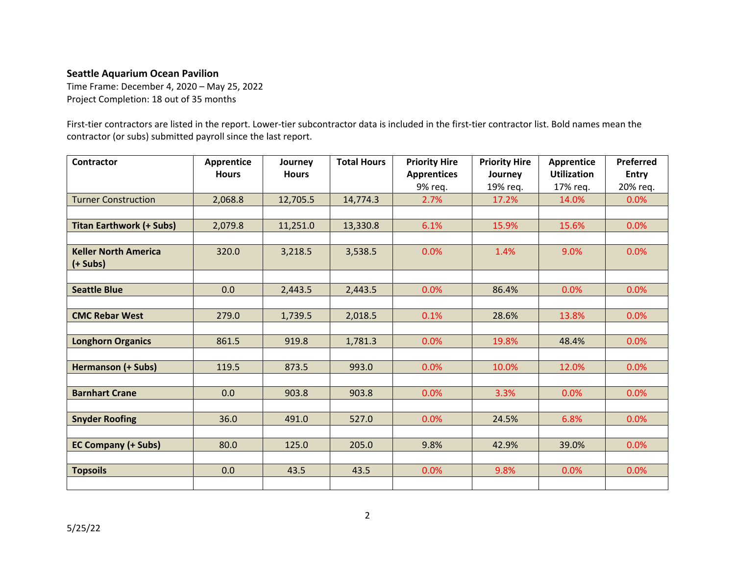**Seattle Aquarium Ocean Pavilion**

Time Frame: December 4, 2020 – May 25, 2022

Project Completion: 18 out of 35 months

First-tier contractors are listed in the report. Lower-tier subcontractor data is included in the first-tier contractor list. Bold names mean the contractor (or subs) submitted payroll since the last report.

| Contractor | Apprentice Hours | Journey Hours | Total Hours | Priority Hire Apprentices 9% req. | Priority Hire Journey 19% req. | Apprentice Utilization 17% req. | Preferred Entry 20% req. |
|---|---|---|---|---|---|---|---|
| Turner Construction | 2,068.8 | 12,705.5 | 14,774.3 | 2.7% | 17.2% | 14.0% | 0.0% |
| **Titan Earthwork (+ Subs)** | 2,079.8 | 11,251.0 | 13,330.8 | 6.1% | 15.9% | 15.6% | 0.0% |
| **Keller North America (+ Subs)** | 320.0 | 3,218.5 | 3,538.5 | 0.0% | 1.4% | 9.0% | 0.0% |
| **Seattle Blue** | 0.0 | 2,443.5 | 2,443.5 | 0.0% | 86.4% | 0.0% | 0.0% |
| **CMC Rebar West** | 279.0 | 1,739.5 | 2,018.5 | 0.1% | 28.6% | 13.8% | 0.0% |
| **Longhorn Organics** | 861.5 | 919.8 | 1,781.3 | 0.0% | 19.8% | 48.4% | 0.0% |
| **Hermanson (+ Subs)** | 119.5 | 873.5 | 993.0 | 0.0% | 10.0% | 12.0% | 0.0% |
| **Barnhart Crane** | 0.0 | 903.8 | 903.8 | 0.0% | 3.3% | 0.0% | 0.0% |
| **Snyder Roofing** | 36.0 | 491.0 | 527.0 | 0.0% | 24.5% | 6.8% | 0.0% |
| **EC Company (+ Subs)** | 80.0 | 125.0 | 205.0 | 9.8% | 42.9% | 39.0% | 0.0% |
| **Topsoils** | 0.0 | 43.5 | 43.5 | 0.0% | 9.8% | 0.0% | 0.0% |

5/25/22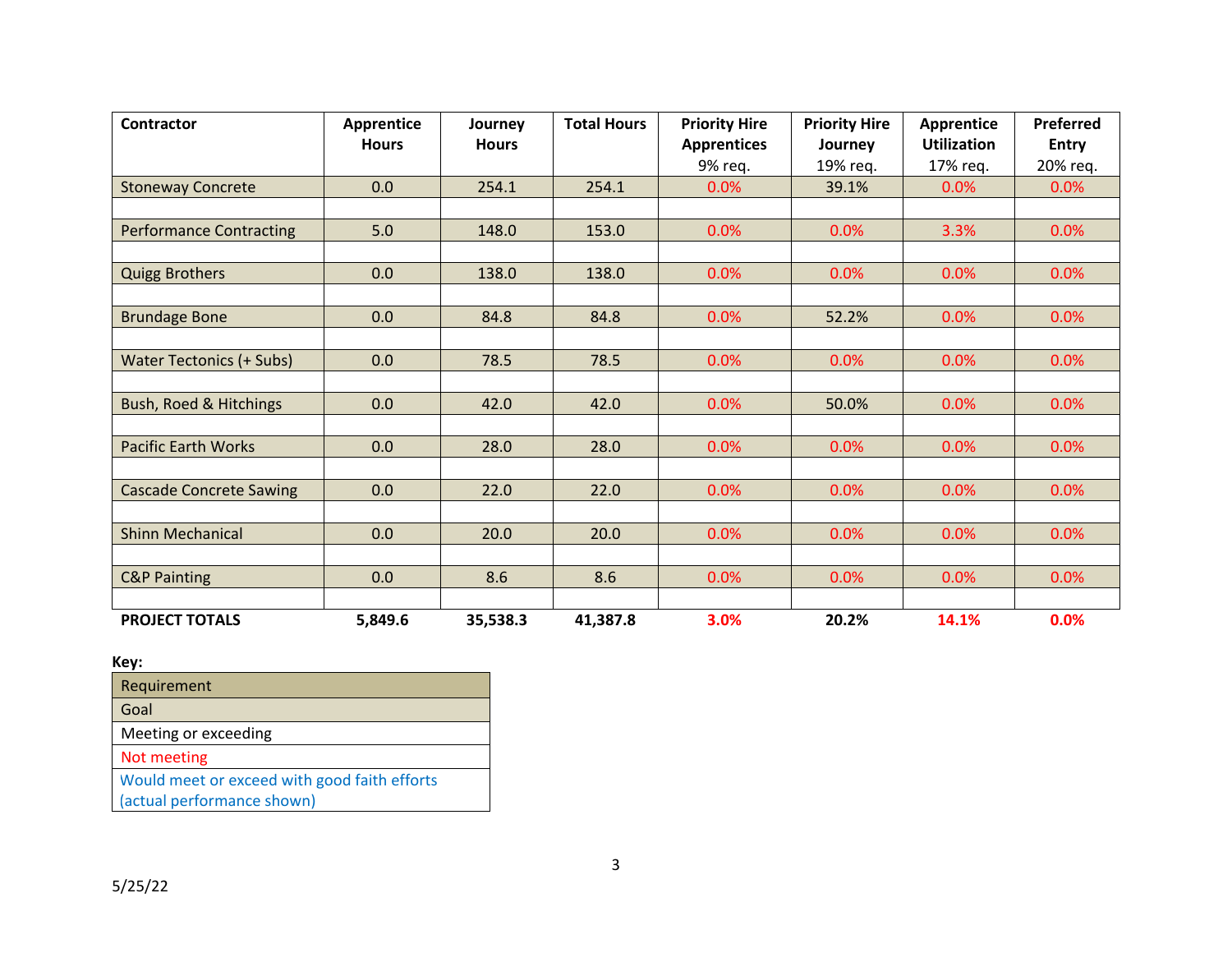| Contractor | Apprentice Hours | Journey Hours | Total Hours | Priority Hire Apprentices 9% req. | Priority Hire Journey 19% req. | Apprentice Utilization 17% req. | Preferred Entry 20% req. |
|---|---|---|---|---|---|---|---|
| Stoneway Concrete | 0.0 | 254.1 | 254.1 | 0.0% | 39.1% | 0.0% | 0.0% |
| | | | | | | | |
| Performance Contracting | 5.0 | 148.0 | 153.0 | 0.0% | 0.0% | 3.3% | 0.0% |
| | | | | | | | |
| Quigg Brothers | 0.0 | 138.0 | 138.0 | 0.0% | 0.0% | 0.0% | 0.0% |
| | | | | | | | |
| Brundage Bone | 0.0 | 84.8 | 84.8 | 0.0% | 52.2% | 0.0% | 0.0% |
| | | | | | | | |
| Water Tectonics (+ Subs) | 0.0 | 78.5 | 78.5 | 0.0% | 0.0% | 0.0% | 0.0% |
| | | | | | | | |
| Bush, Roed & Hitchings | 0.0 | 42.0 | 42.0 | 0.0% | 50.0% | 0.0% | 0.0% |
| | | | | | | | |
| Pacific Earth Works | 0.0 | 28.0 | 28.0 | 0.0% | 0.0% | 0.0% | 0.0% |
| | | | | | | | |
| Cascade Concrete Sawing | 0.0 | 22.0 | 22.0 | 0.0% | 0.0% | 0.0% | 0.0% |
| | | | | | | | |
| Shinn Mechanical | 0.0 | 20.0 | 20.0 | 0.0% | 0.0% | 0.0% | 0.0% |
| | | | | | | | |
| C&P Painting | 0.0 | 8.6 | 8.6 | 0.0% | 0.0% | 0.0% | 0.0% |
| | | | | | | | |
| **PROJECT TOTALS** | **5,849.6** | **35,538.3** | **41,387.8** | **3.0%** | **20.2%** | **14.1%** | **0.0%** |

**Key:**

| Key |
|---|
| Requirement |
| Goal |
| Meeting or exceeding |
| Not meeting |
| Would meet or exceed with good faith efforts (actual performance shown) |

5/25/22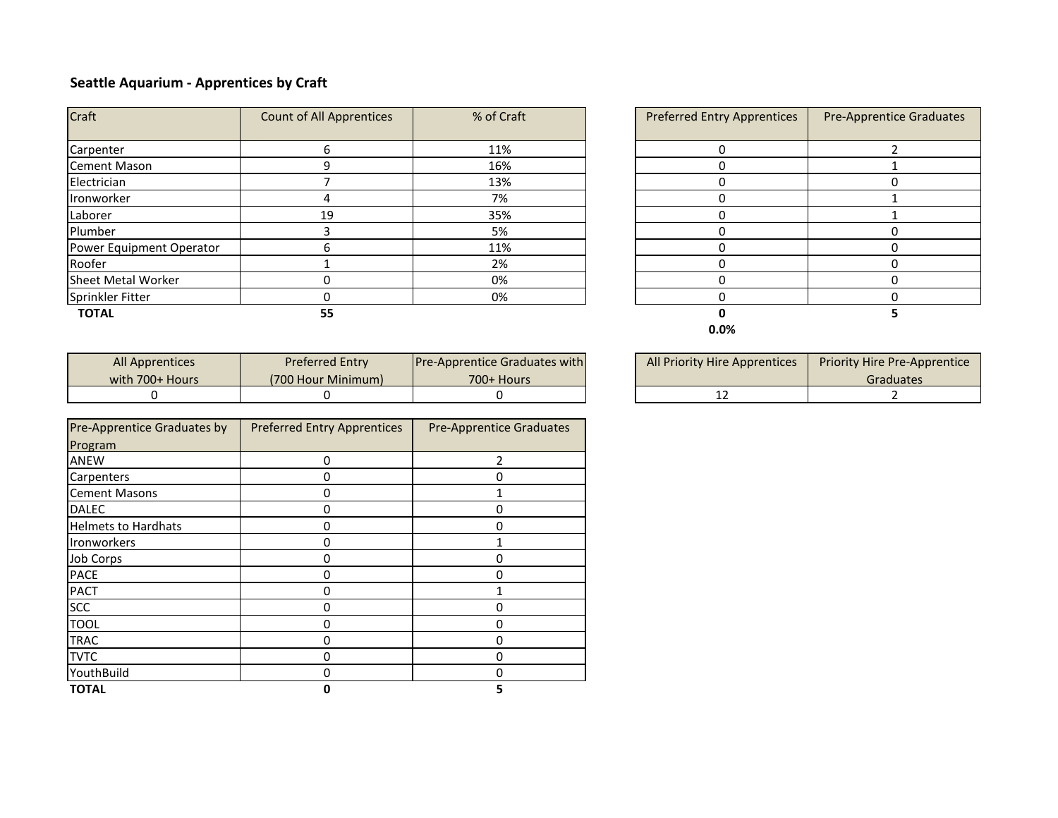**Seattle Aquarium - Apprentices by Craft**

| Craft | Count of All Apprentices | % of Craft |
|---|---|---|
| Carpenter | 6 | 11% |
| Cement Mason | 9 | 16% |
| Electrician | 7 | 13% |
| Ironworker | 4 | 7% |
| Laborer | 19 | 35% |
| Plumber | 3 | 5% |
| Power Equipment Operator | 6 | 11% |
| Roofer | 1 | 2% |
| Sheet Metal Worker | 0 | 0% |
| Sprinkler Fitter | 0 | 0% |
| **TOTAL** | **55** | |

| Preferred Entry Apprentices | Pre-Apprentice Graduates |
|---|---|
| 0 | 2 |
| 0 | 1 |
| 0 | 0 |
| 0 | 1 |
| 0 | 1 |
| 0 | 0 |
| 0 | 0 |
| 0 | 0 |
| 0 | 0 |
| 0 | 0 |
| **0** | **5** |
| **0.0%** | |

| All Apprentices with 700+ Hours | Preferred Entry (700 Hour Minimum) | Pre-Apprentice Graduates with 700+ Hours |
|---|---|---|
| 0 | 0 | 0 |

| All Priority Hire Apprentices | Priority Hire Pre-Apprentice Graduates |
|---|---|
| 12 | 2 |

| Pre-Apprentice Graduates by Program | Preferred Entry Apprentices | Pre-Apprentice Graduates |
|---|---|---|
| ANEW | 0 | 2 |
| Carpenters | 0 | 0 |
| Cement Masons | 0 | 1 |
| DALEC | 0 | 0 |
| Helmets to Hardhats | 0 | 0 |
| Ironworkers | 0 | 1 |
| Job Corps | 0 | 0 |
| PACE | 0 | 0 |
| PACT | 0 | 1 |
| SCC | 0 | 0 |
| TOOL | 0 | 0 |
| TRAC | 0 | 0 |
| TVTC | 0 | 0 |
| YouthBuild | 0 | 0 |
| **TOTAL** | **0** | **5** |